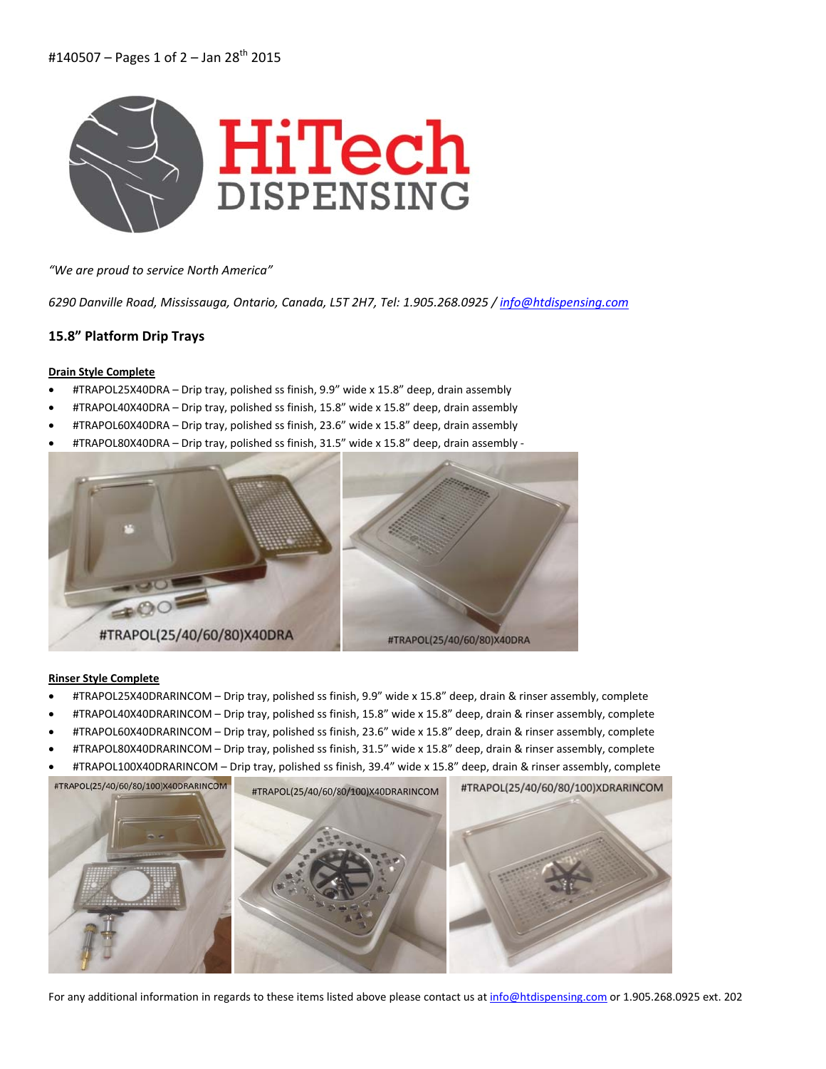#140507 – Pages 1 of 2 – Jan 28th 2015

HiTech DISPENSING

*"We are proud to service North America"*

*6290 Danville Road, Mississauga, Ontario, Canada, L5T 2H7, Tel: 1.905.268.0925 / info@htdispensing.com*

## 15.8" Platform Drip Trays

**Drain Style Complete**

- #TRAPOL25X40DRA – Drip tray, polished ss finish, 9.9" wide x 15.8" deep, drain assembly
- #TRAPOL40X40DRA – Drip tray, polished ss finish, 15.8" wide x 15.8" deep, drain assembly
- #TRAPOL60X40DRA – Drip tray, polished ss finish, 23.6" wide x 15.8" deep, drain assembly
- #TRAPOL80X40DRA – Drip tray, polished ss finish, 31.5" wide x 15.8" deep, drain assembly -

#TRAPOL(25/40/60/80)X40DRA

#TRAPOL(25/40/60/80)X40DRA

**Rinser Style Complete**

- #TRAPOL25X40DRARINCOM – Drip tray, polished ss finish, 9.9" wide x 15.8" deep, drain & rinser assembly, complete
- #TRAPOL40X40DRARINCOM – Drip tray, polished ss finish, 15.8" wide x 15.8" deep, drain & rinser assembly, complete
- #TRAPOL60X40DRARINCOM – Drip tray, polished ss finish, 23.6" wide x 15.8" deep, drain & rinser assembly, complete
- #TRAPOL80X40DRARINCOM – Drip tray, polished ss finish, 31.5" wide x 15.8" deep, drain & rinser assembly, complete
- #TRAPOL100X40DRARINCOM – Drip tray, polished ss finish, 39.4" wide x 15.8" deep, drain & rinser assembly, complete

#TRAPOL(25/40/60/80/100)X40DRARINCOM

#TRAPOL(25/40/60/80/100)X40DRARINCOM

#TRAPOL(25/40/60/80/100)XDRARINCOM

For any additional information in regards to these items listed above please contact us at info@htdispensing.com or 1.905.268.0925 ext. 202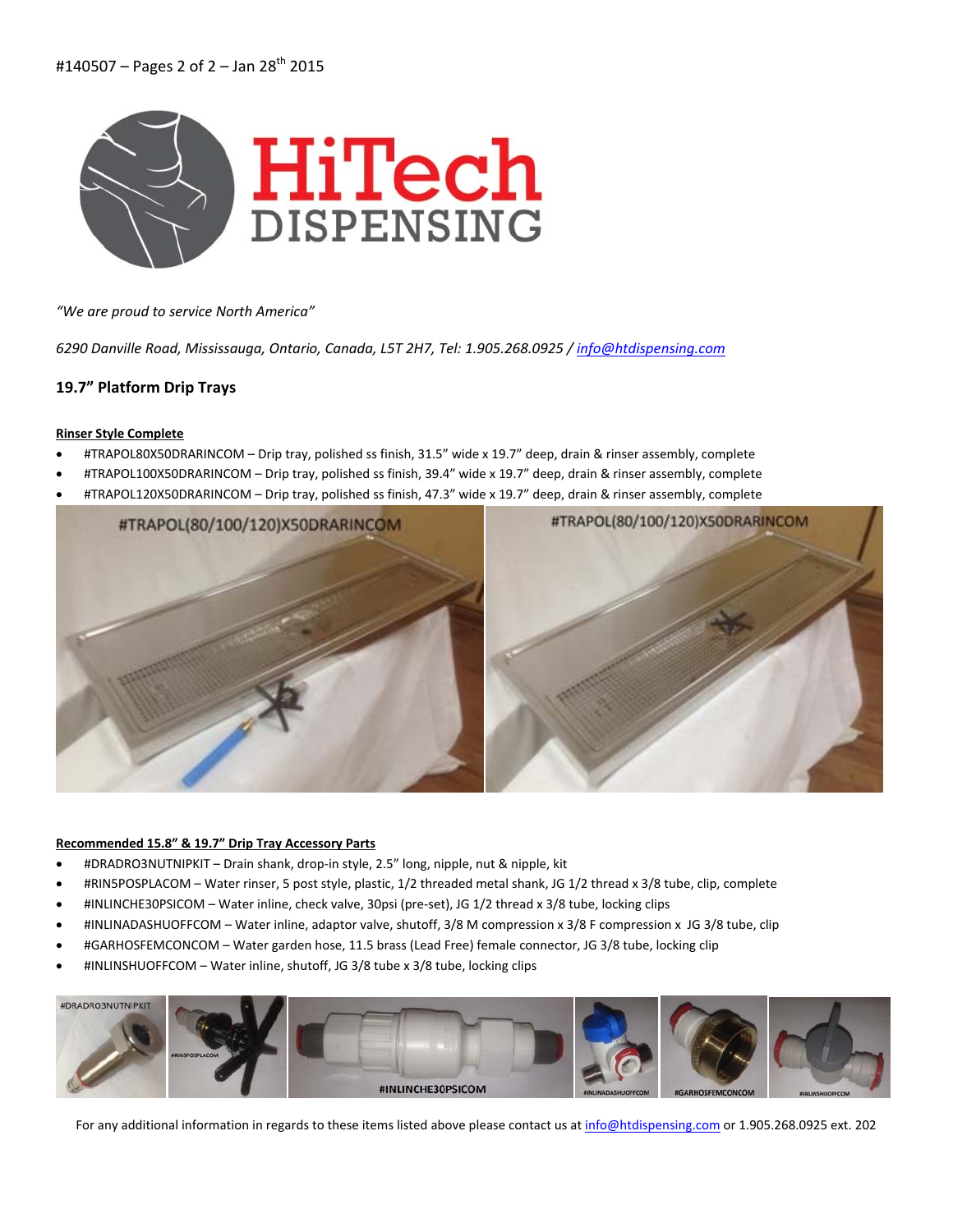*"We are proud to service North America"*

*6290 Danville Road, Mississauga, Ontario, Canada, L5T 2H7, Tel: 1.905.268.0925 / info@htdispensing.com*

## 19.7" Platform Drip Trays

**Rinser Style Complete**

- #TRAPOL80X50DRARINCOM – Drip tray, polished ss finish, 31.5" wide x 19.7" deep, drain & rinser assembly, complete
- #TRAPOL100X50DRARINCOM – Drip tray, polished ss finish, 39.4" wide x 19.7" deep, drain & rinser assembly, complete
- #TRAPOL120X50DRARINCOM – Drip tray, polished ss finish, 47.3" wide x 19.7" deep, drain & rinser assembly, complete

**Recommended 15.8" & 19.7" Drip Tray Accessory Parts**

- #DRADRO3NUTNIPKIT – Drain shank, drop-in style, 2.5" long, nipple, nut & nipple, kit
- #RIN5POSPLACOM – Water rinser, 5 post style, plastic, 1/2 threaded metal shank, JG 1/2 thread x 3/8 tube, clip, complete
- #INLINCHE30PSICOM – Water inline, check valve, 30psi (pre-set), JG 1/2 thread x 3/8 tube, locking clips
- #INLINADASHUOFFCOM – Water inline, adaptor valve, shutoff, 3/8 M compression x 3/8 F compression x JG 3/8 tube, clip
- #GARHOSFEMCONCOM – Water garden hose, 11.5 brass (Lead Free) female connector, JG 3/8 tube, locking clip
- #INLINSHUOFFCOM – Water inline, shutoff, JG 3/8 tube x 3/8 tube, locking clips

For any additional information in regards to these items listed above please contact us at info@htdispensing.com or 1.905.268.0925 ext. 202